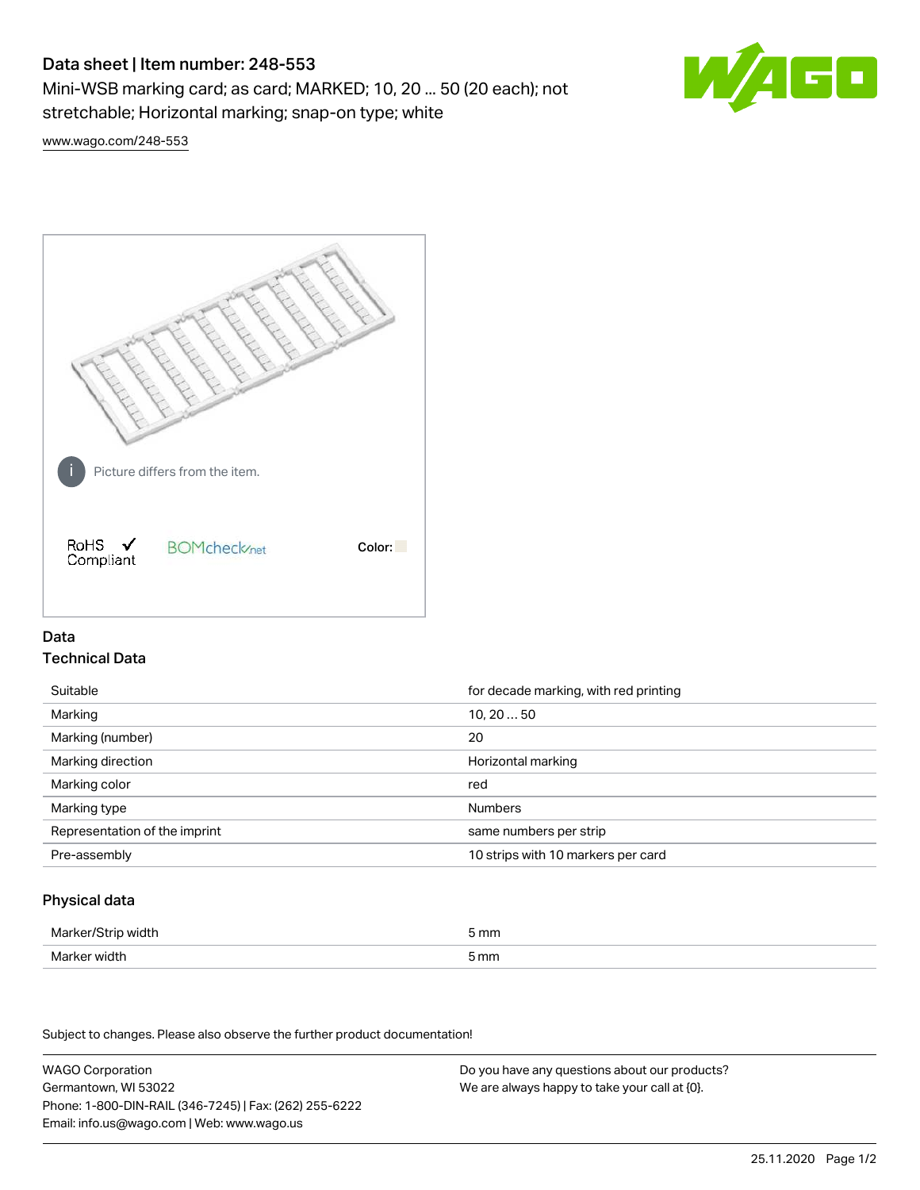# Data sheet | Item number: 248-553

Mini-WSB marking card; as card; MARKED; 10, 20 ... 50 (20 each); not stretchable; Horizontal marking; snap-on type; white

www.wago.com/248-553

Picture differs from the item.

RoHS ✓ Compliant

BOMcheck.net

Color:

## Data

### Technical Data

| | |
|---|---|
| Suitable | for decade marking, with red printing |
| Marking | 10, 20 … 50 |
| Marking (number) | 20 |
| Marking direction | Horizontal marking |
| Marking color | red |
| Marking type | Numbers |
| Representation of the imprint | same numbers per strip |
| Pre-assembly | 10 strips with 10 markers per card |

### Physical data

| | |
|---|---|
| Marker/Strip width | 5 mm |
| Marker width | 5 mm |

Subject to changes. Please also observe the further product documentation!

WAGO Corporation
Germantown, WI 53022
Phone: 1-800-DIN-RAIL (346-7245) | Fax: (262) 255-6222
Email: info.us@wago.com | Web: www.wago.us

Do you have any questions about our products?
We are always happy to take your call at {0}.

25.11.2020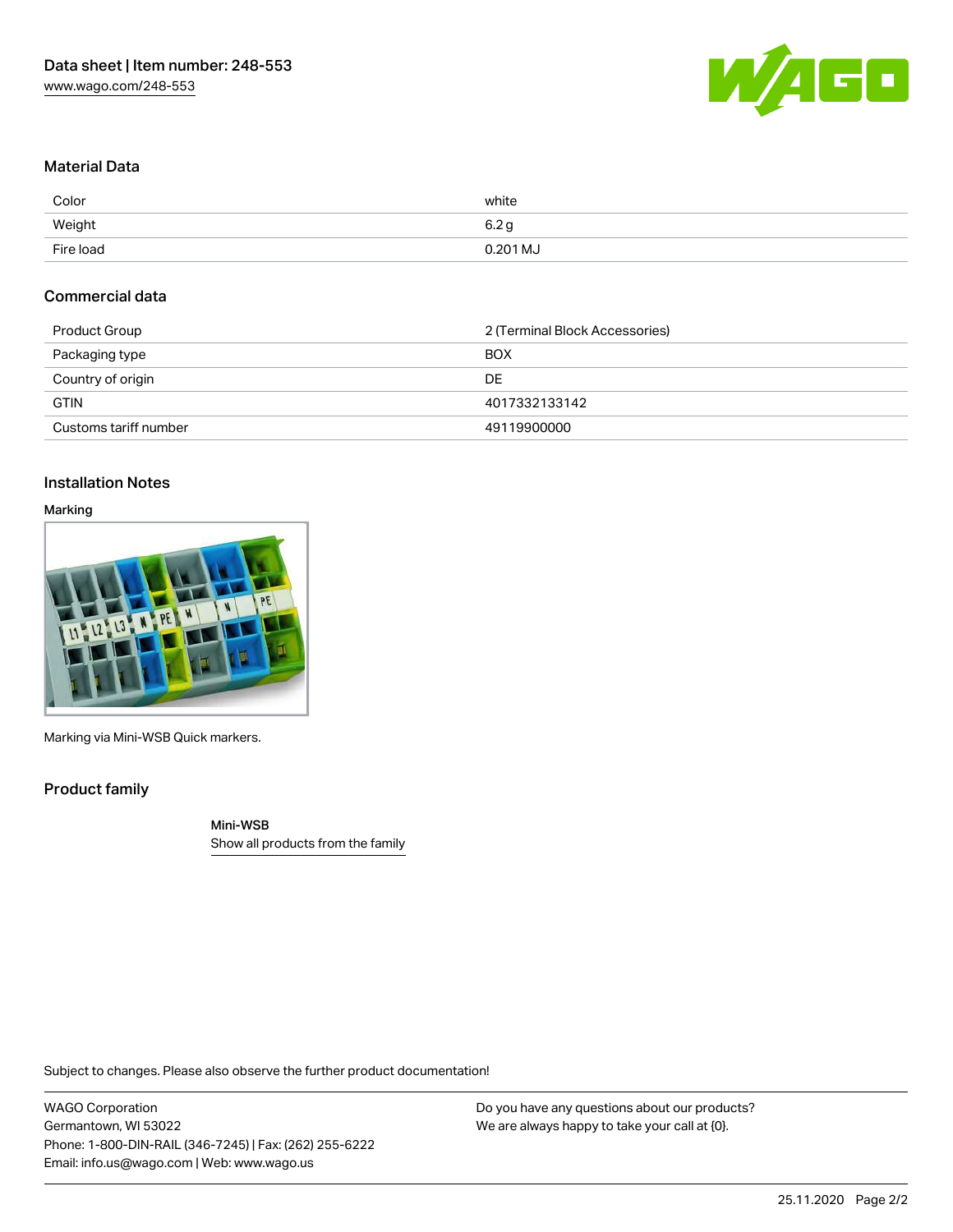Data sheet | Item number: 248-553
www.wago.com/248-553

## Material Data

| | |
|---|---|
| Color | white |
| Weight | 6.2 g |
| Fire load | 0.201 MJ |

## Commercial data

| | |
|---|---|
| Product Group | 2 (Terminal Block Accessories) |
| Packaging type | BOX |
| Country of origin | DE |
| GTIN | 4017332133142 |
| Customs tariff number | 49119900000 |

## Installation Notes

### Marking

Marking via Mini-WSB Quick markers.

## Product family

Mini-WSB
Show all products from the family

Subject to changes. Please also observe the further product documentation!

WAGO Corporation
Germantown, WI 53022
Phone: 1-800-DIN-RAIL (346-7245) | Fax: (262) 255-6222
Email: info.us@wago.com | Web: www.wago.us

Do you have any questions about our products?
We are always happy to take your call at {0}.

25.11.2020